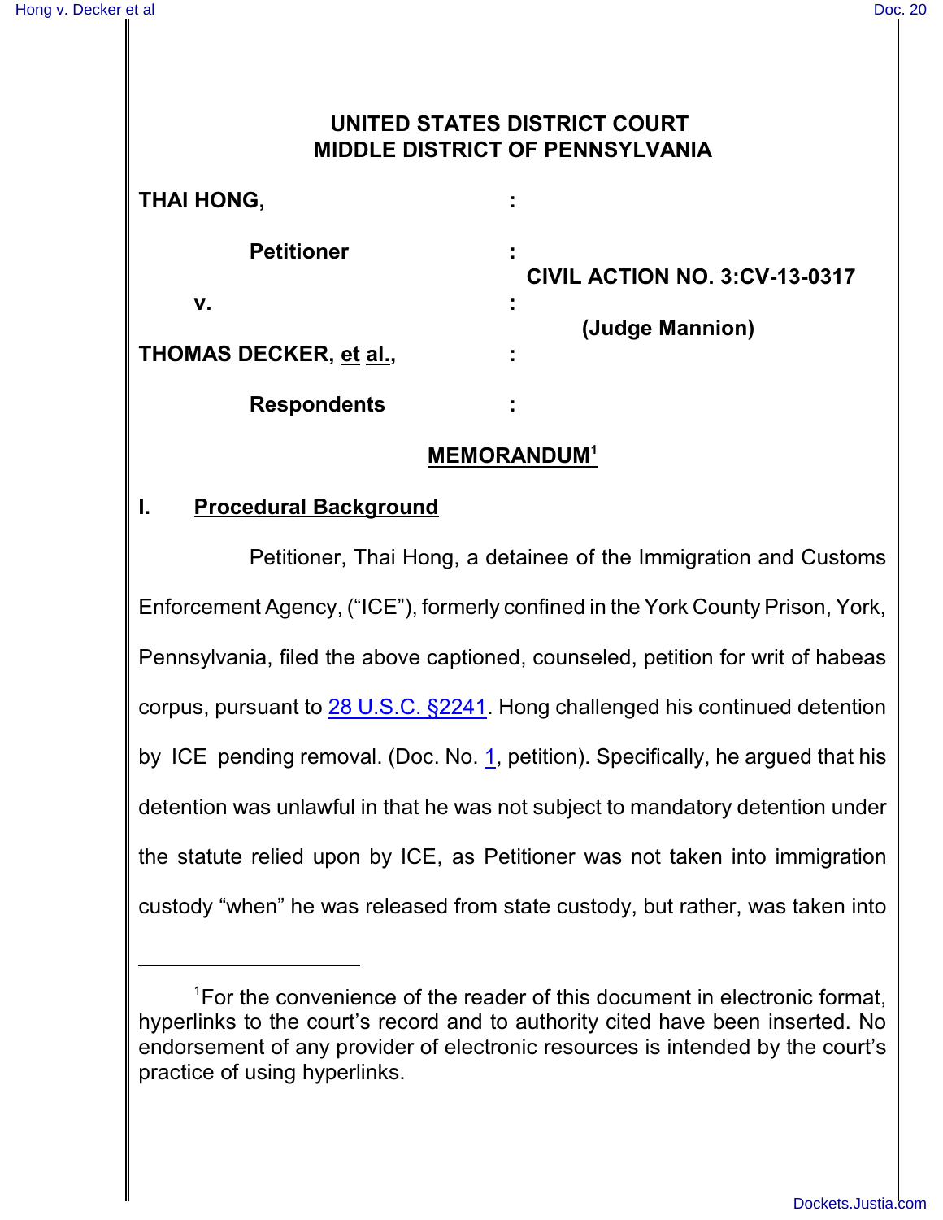# UNITED STATES DISTRICT COURT
# MIDDLE DISTRICT OF PENNSYLVANIA

**THAI HONG,** :

**Petitioner** : **CIVIL ACTION NO. 3:CV-13-0317**

**v.** : **(Judge Mannion)**

**THOMAS DECKER, et al.,** :

**Respondents** :

## MEMORANDUM[1]

## I. Procedural Background

Petitioner, Thai Hong, a detainee of the Immigration and Customs Enforcement Agency, ("ICE"), formerly confined in the York County Prison, York, Pennsylvania, filed the above captioned, counseled, petition for writ of habeas corpus, pursuant to 28 U.S.C. §2241. Hong challenged his continued detention by ICE pending removal. (Doc. No. 1, petition). Specifically, he argued that his detention was unlawful in that he was not subject to mandatory detention under the statute relied upon by ICE, as Petitioner was not taken into immigration custody "when" he was released from state custody, but rather, was taken into

---

[1]For the convenience of the reader of this document in electronic format, hyperlinks to the court's record and to authority cited have been inserted. No endorsement of any provider of electronic resources is intended by the court's practice of using hyperlinks.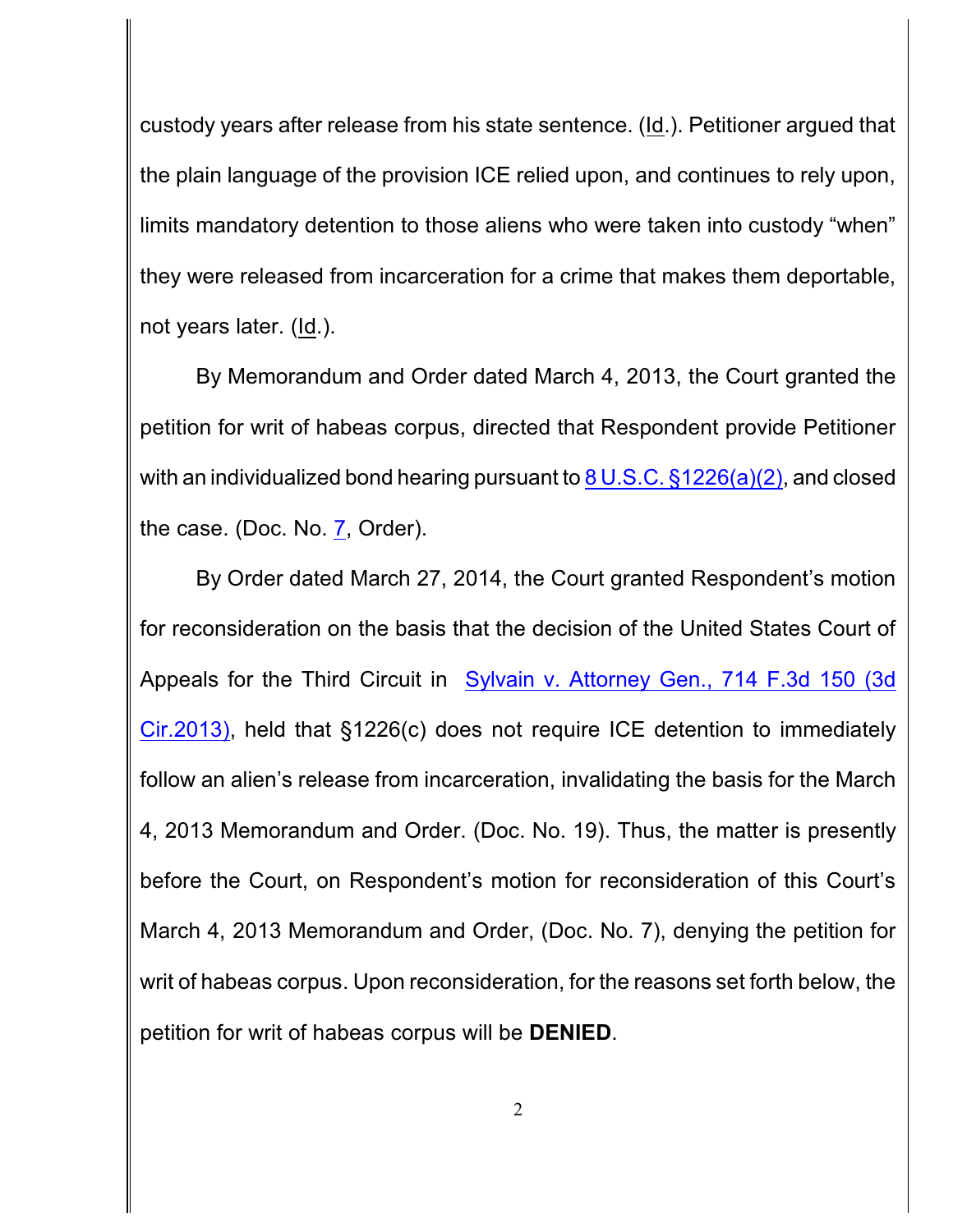custody years after release from his state sentence. (Id.). Petitioner argued that the plain language of the provision ICE relied upon, and continues to rely upon, limits mandatory detention to those aliens who were taken into custody "when" they were released from incarceration for a crime that makes them deportable, not years later. (Id.).

By Memorandum and Order dated March 4, 2013, the Court granted the petition for writ of habeas corpus, directed that Respondent provide Petitioner with an individualized bond hearing pursuant to 8 U.S.C. §1226(a)(2), and closed the case. (Doc. No. 7, Order).

By Order dated March 27, 2014, the Court granted Respondent's motion for reconsideration on the basis that the decision of the United States Court of Appeals for the Third Circuit in Sylvain v. Attorney Gen., 714 F.3d 150 (3d Cir.2013), held that §1226(c) does not require ICE detention to immediately follow an alien's release from incarceration, invalidating the basis for the March 4, 2013 Memorandum and Order. (Doc. No. 19). Thus, the matter is presently before the Court, on Respondent's motion for reconsideration of this Court's March 4, 2013 Memorandum and Order, (Doc. No. 7), denying the petition for writ of habeas corpus. Upon reconsideration, for the reasons set forth below, the petition for writ of habeas corpus will be **DENIED**.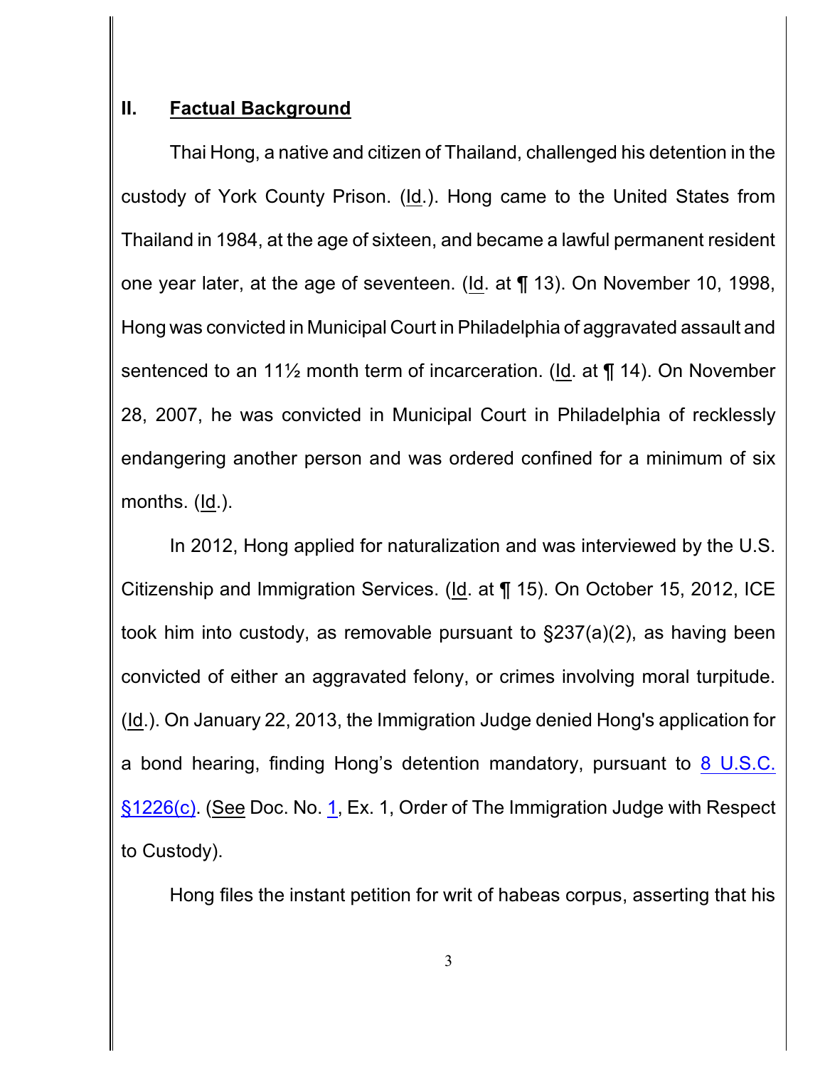## II. **Factual Background**

Thai Hong, a native and citizen of Thailand, challenged his detention in the custody of York County Prison. (Id.). Hong came to the United States from Thailand in 1984, at the age of sixteen, and became a lawful permanent resident one year later, at the age of seventeen. (Id. at ¶ 13). On November 10, 1998, Hong was convicted in Municipal Court in Philadelphia of aggravated assault and sentenced to an 11½ month term of incarceration. (Id. at ¶ 14). On November 28, 2007, he was convicted in Municipal Court in Philadelphia of recklessly endangering another person and was ordered confined for a minimum of six months. (Id.).

In 2012, Hong applied for naturalization and was interviewed by the U.S. Citizenship and Immigration Services. (Id. at ¶ 15). On October 15, 2012, ICE took him into custody, as removable pursuant to §237(a)(2), as having been convicted of either an aggravated felony, or crimes involving moral turpitude. (Id.). On January 22, 2013, the Immigration Judge denied Hong's application for a bond hearing, finding Hong's detention mandatory, pursuant to 8 U.S.C. §1226(c). (See Doc. No. 1, Ex. 1, Order of The Immigration Judge with Respect to Custody).

Hong files the instant petition for writ of habeas corpus, asserting that his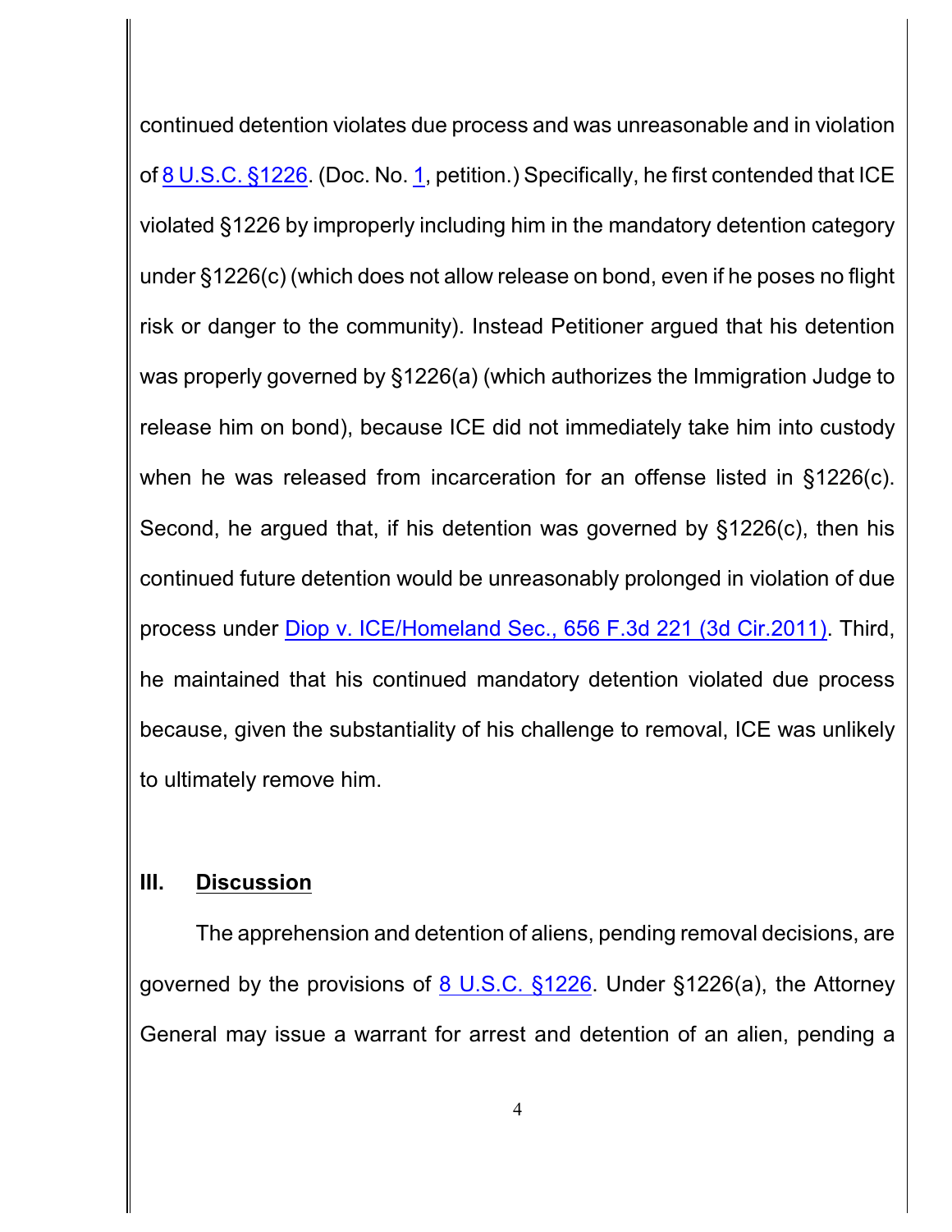continued detention violates due process and was unreasonable and in violation of 8 U.S.C. §1226. (Doc. No. 1, petition.) Specifically, he first contended that ICE violated §1226 by improperly including him in the mandatory detention category under §1226(c) (which does not allow release on bond, even if he poses no flight risk or danger to the community). Instead Petitioner argued that his detention was properly governed by §1226(a) (which authorizes the Immigration Judge to release him on bond), because ICE did not immediately take him into custody when he was released from incarceration for an offense listed in §1226(c). Second, he argued that, if his detention was governed by §1226(c), then his continued future detention would be unreasonably prolonged in violation of due process under Diop v. ICE/Homeland Sec., 656 F.3d 221 (3d Cir.2011). Third, he maintained that his continued mandatory detention violated due process because, given the substantiality of his challenge to removal, ICE was unlikely to ultimately remove him.

## III. **Discussion**

The apprehension and detention of aliens, pending removal decisions, are governed by the provisions of 8 U.S.C. §1226. Under §1226(a), the Attorney General may issue a warrant for arrest and detention of an alien, pending a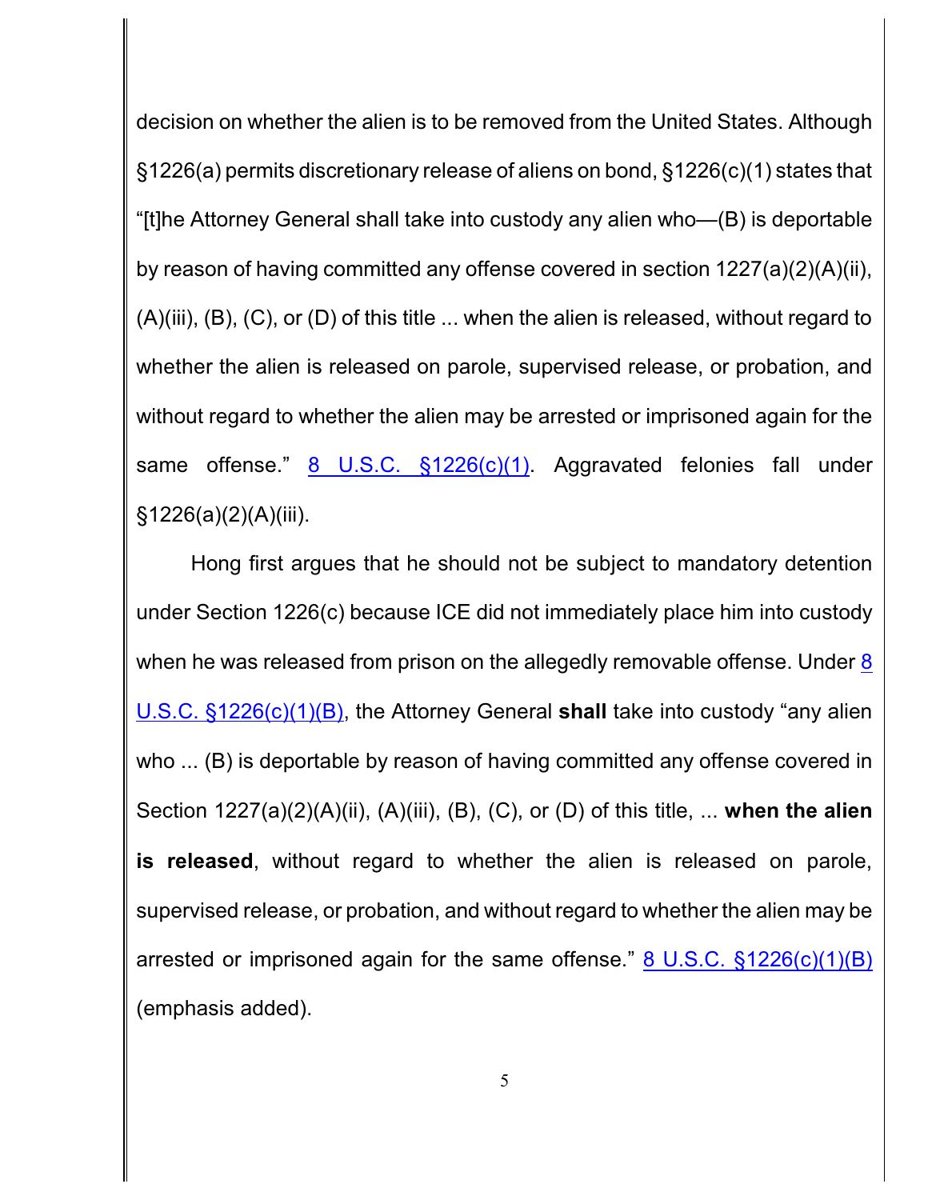decision on whether the alien is to be removed from the United States. Although §1226(a) permits discretionary release of aliens on bond, §1226(c)(1) states that "[t]he Attorney General shall take into custody any alien who—(B) is deportable by reason of having committed any offense covered in section 1227(a)(2)(A)(ii), (A)(iii), (B), (C), or (D) of this title ... when the alien is released, without regard to whether the alien is released on parole, supervised release, or probation, and without regard to whether the alien may be arrested or imprisoned again for the same offense." 8 U.S.C. §1226(c)(1). Aggravated felonies fall under §1226(a)(2)(A)(iii).

Hong first argues that he should not be subject to mandatory detention under Section 1226(c) because ICE did not immediately place him into custody when he was released from prison on the allegedly removable offense. Under 8 U.S.C. §1226(c)(1)(B), the Attorney General **shall** take into custody "any alien who ... (B) is deportable by reason of having committed any offense covered in Section 1227(a)(2)(A)(ii), (A)(iii), (B), (C), or (D) of this title, ... **when the alien is released**, without regard to whether the alien is released on parole, supervised release, or probation, and without regard to whether the alien may be arrested or imprisoned again for the same offense." 8 U.S.C. §1226(c)(1)(B) (emphasis added).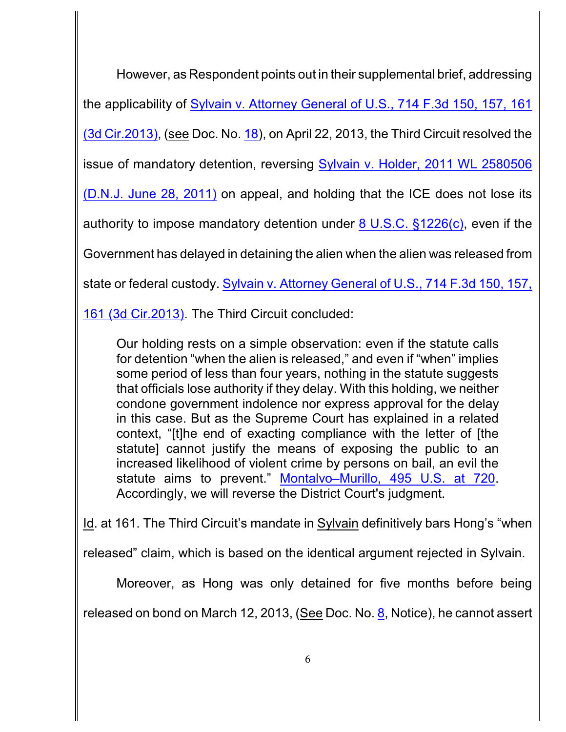However, as Respondent points out in their supplemental brief, addressing the applicability of Sylvain v. Attorney General of U.S., 714 F.3d 150, 157, 161 (3d Cir.2013), (see Doc. No. 18), on April 22, 2013, the Third Circuit resolved the issue of mandatory detention, reversing Sylvain v. Holder, 2011 WL 2580506 (D.N.J. June 28, 2011) on appeal, and holding that the ICE does not lose its authority to impose mandatory detention under 8 U.S.C. §1226(c), even if the Government has delayed in detaining the alien when the alien was released from state or federal custody. Sylvain v. Attorney General of U.S., 714 F.3d 150, 157, 161 (3d Cir.2013). The Third Circuit concluded:

> Our holding rests on a simple observation: even if the statute calls for detention "when the alien is released," and even if "when" implies some period of less than four years, nothing in the statute suggests that officials lose authority if they delay. With this holding, we neither condone government indolence nor express approval for the delay in this case. But as the Supreme Court has explained in a related context, "[t]he end of exacting compliance with the letter of [the statute] cannot justify the means of exposing the public to an increased likelihood of violent crime by persons on bail, an evil the statute aims to prevent." Montalvo–Murillo, 495 U.S. at 720. Accordingly, we will reverse the District Court's judgment.

Id. at 161. The Third Circuit's mandate in Sylvain definitively bars Hong's "when released" claim, which is based on the identical argument rejected in Sylvain.

Moreover, as Hong was only detained for five months before being released on bond on March 12, 2013, (See Doc. No. 8, Notice), he cannot assert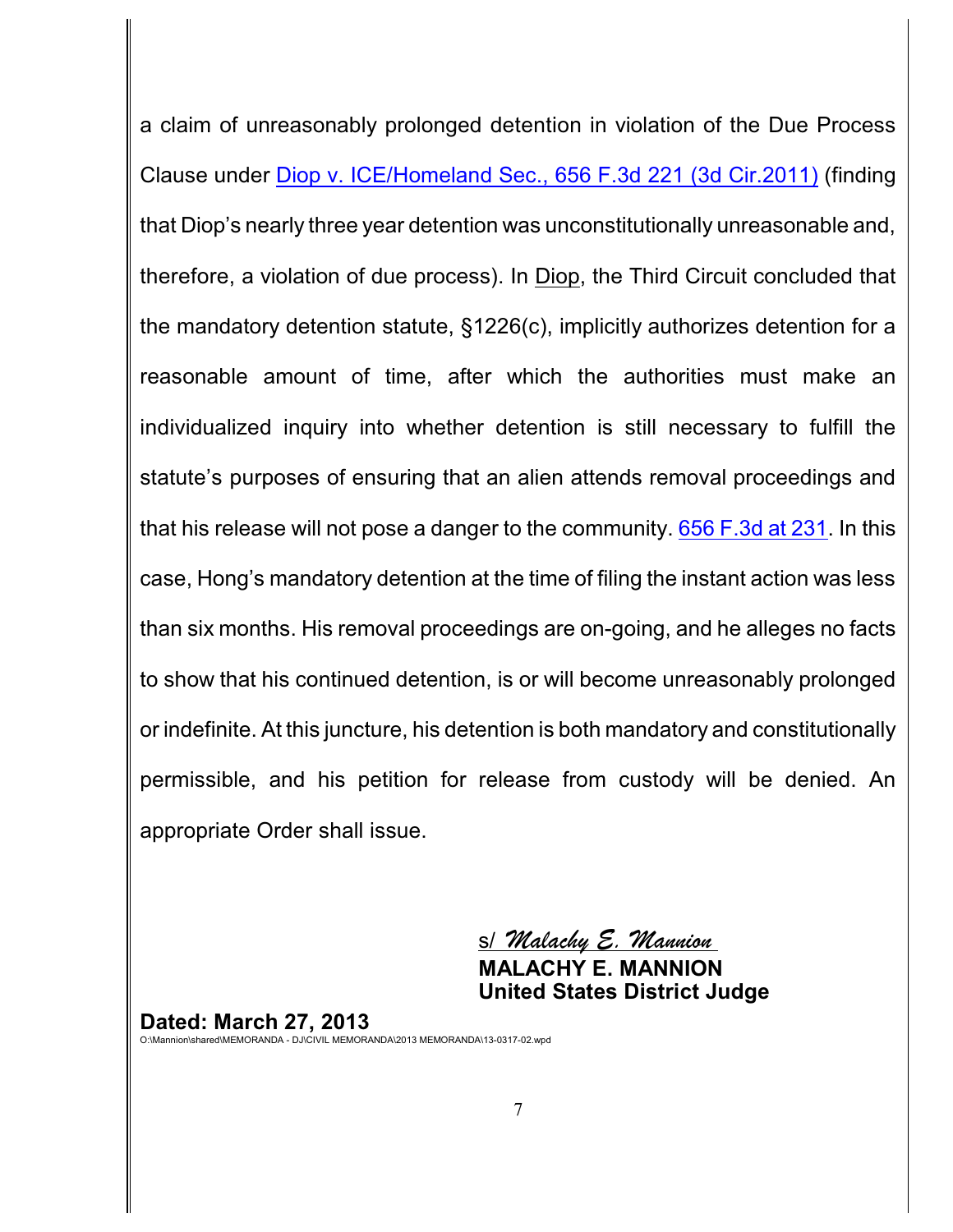a claim of unreasonably prolonged detention in violation of the Due Process Clause under Diop v. ICE/Homeland Sec., 656 F.3d 221 (3d Cir.2011) (finding that Diop's nearly three year detention was unconstitutionally unreasonable and, therefore, a violation of due process). In Diop, the Third Circuit concluded that the mandatory detention statute, §1226(c), implicitly authorizes detention for a reasonable amount of time, after which the authorities must make an individualized inquiry into whether detention is still necessary to fulfill the statute's purposes of ensuring that an alien attends removal proceedings and that his release will not pose a danger to the community. 656 F.3d at 231. In this case, Hong's mandatory detention at the time of filing the instant action was less than six months. His removal proceedings are on-going, and he alleges no facts to show that his continued detention, is or will become unreasonably prolonged or indefinite. At this juncture, his detention is both mandatory and constitutionally permissible, and his petition for release from custody will be denied. An appropriate Order shall issue.

s/ *Malachy E. Mannion*
**MALACHY E. MANNION**
**United States District Judge**

**Dated: March 27, 2013**
O:\Mannion\shared\MEMORANDA - DJ\CIVIL MEMORANDA\2013 MEMORANDA\13-0317-02.wpd